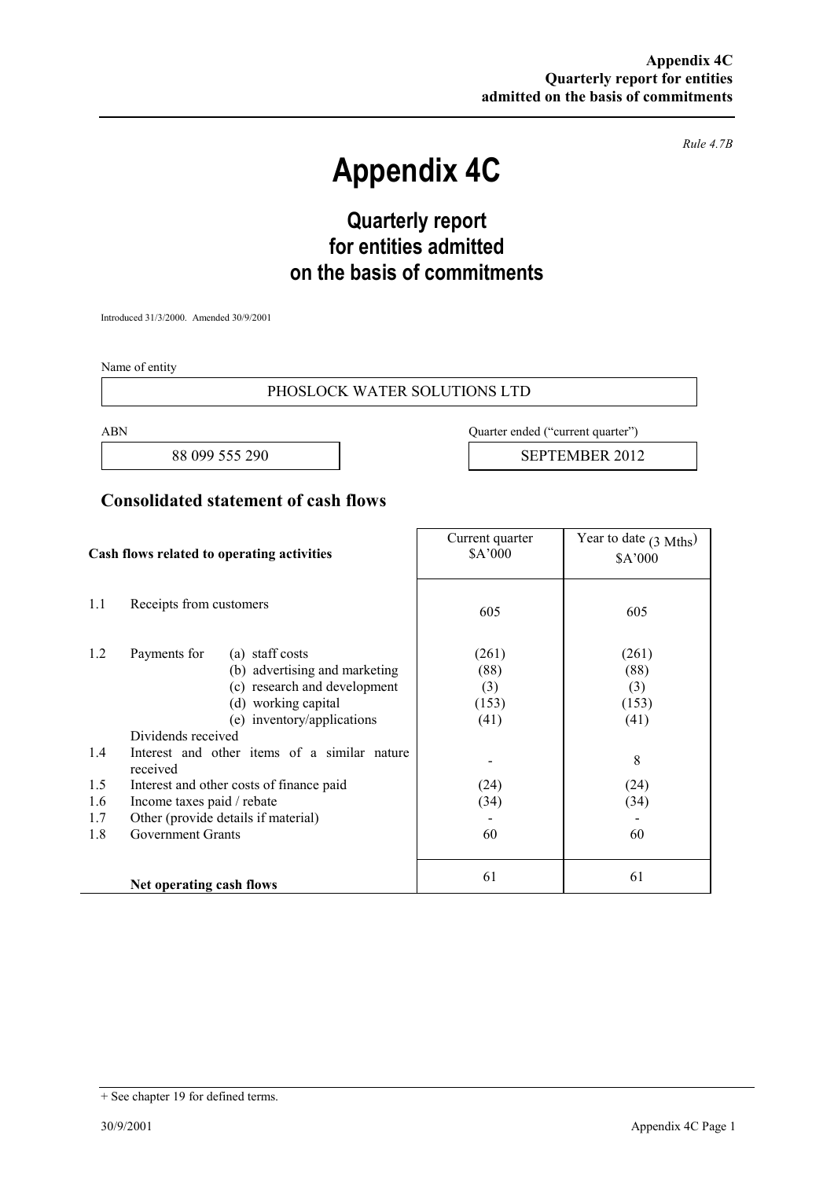*Rule 4.7B*

# Appendix 4C

## Quarterly report for entities admitted on the basis of commitments

Introduced 31/3/2000. Amended 30/9/2001

Name of entity

PHOSLOCK WATER SOLUTIONS LTD

| ABN | Quarter ended ("current quarter") |
|---|---|
| 88 099 555 290 | SEPTEMBER 2012 |

## Consolidated statement of cash flows

| | Cash flows related to operating activities | | Current quarter $A'000 | Year to date (3 Mths) $A'000 |
|---|---|---|---|---|
| 1.1 | Receipts from customers | | 605 | 605 |
| 1.2 | Payments for | (a) staff costs | (261) | (261) |
| | | (b) advertising and marketing | (88) | (88) |
| | | (c) research and development | (3) | (3) |
| | | (d) working capital | (153) | (153) |
| | | (e) inventory/applications | (41) | (41) |
| | Dividends received | | | |
| 1.4 | Interest and other items of a similar nature received | | - | 8 |
| 1.5 | Interest and other costs of finance paid | | (24) | (24) |
| 1.6 | Income taxes paid / rebate | | (34) | (34) |
| 1.7 | Other (provide details if material) | | - | - |
| 1.8 | Government Grants | | 60 | 60 |
| | **Net operating cash flows** | | 61 | 61 |

+ See chapter 19 for defined terms.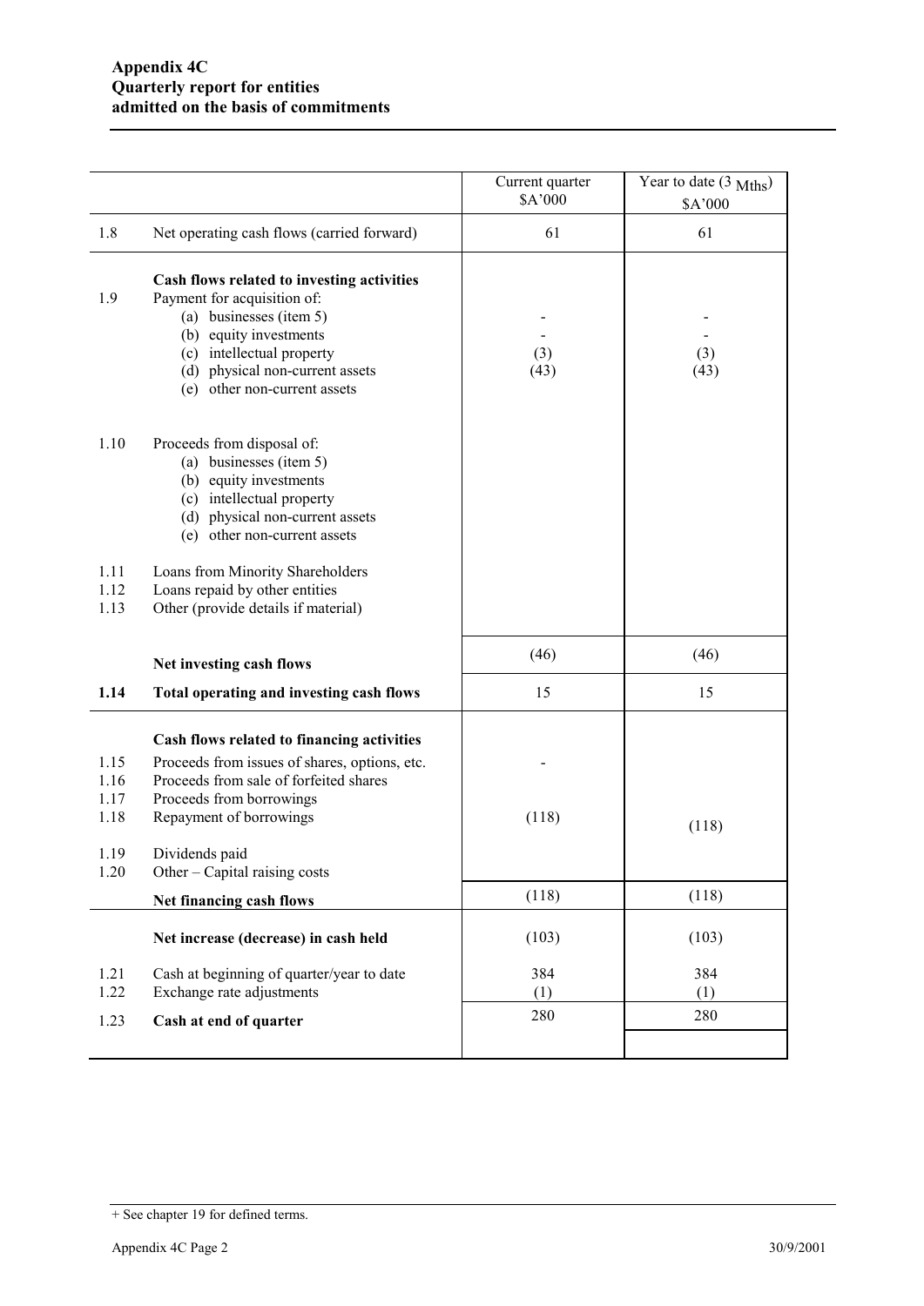**Appendix 4C**
**Quarterly report for entities**
**admitted on the basis of commitments**

| | | Current quarter $A'000 | Year to date (3 Mths) $A'000 |
|---|---|---|---|
| 1.8 | Net operating cash flows (carried forward) | 61 | 61 |
| | **Cash flows related to investing activities** | | |
| 1.9 | Payment for acquisition of: | | |
| | (a) businesses (item 5) | - | - |
| | (b) equity investments | - | - |
| | (c) intellectual property | (3) | (3) |
| | (d) physical non-current assets | (43) | (43) |
| | (e) other non-current assets | | |
| 1.10 | Proceeds from disposal of: | | |
| | (a) businesses (item 5) | | |
| | (b) equity investments | | |
| | (c) intellectual property | | |
| | (d) physical non-current assets | | |
| | (e) other non-current assets | | |
| 1.11 | Loans from Minority Shareholders | | |
| 1.12 | Loans repaid by other entities | | |
| 1.13 | Other (provide details if material) | | |
| | **Net investing cash flows** | (46) | (46) |
| **1.14** | **Total operating and investing cash flows** | 15 | 15 |
| | **Cash flows related to financing activities** | | |
| 1.15 | Proceeds from issues of shares, options, etc. | - | |
| 1.16 | Proceeds from sale of forfeited shares | | |
| 1.17 | Proceeds from borrowings | | |
| 1.18 | Repayment of borrowings | (118) | (118) |
| 1.19 | Dividends paid | | |
| 1.20 | Other – Capital raising costs | | |
| | **Net financing cash flows** | (118) | (118) |
| | **Net increase (decrease) in cash held** | (103) | (103) |
| 1.21 | Cash at beginning of quarter/year to date | 384 | 384 |
| 1.22 | Exchange rate adjustments | (1) | (1) |
| 1.23 | **Cash at end of quarter** | 280 | 280 |

+ See chapter 19 for defined terms.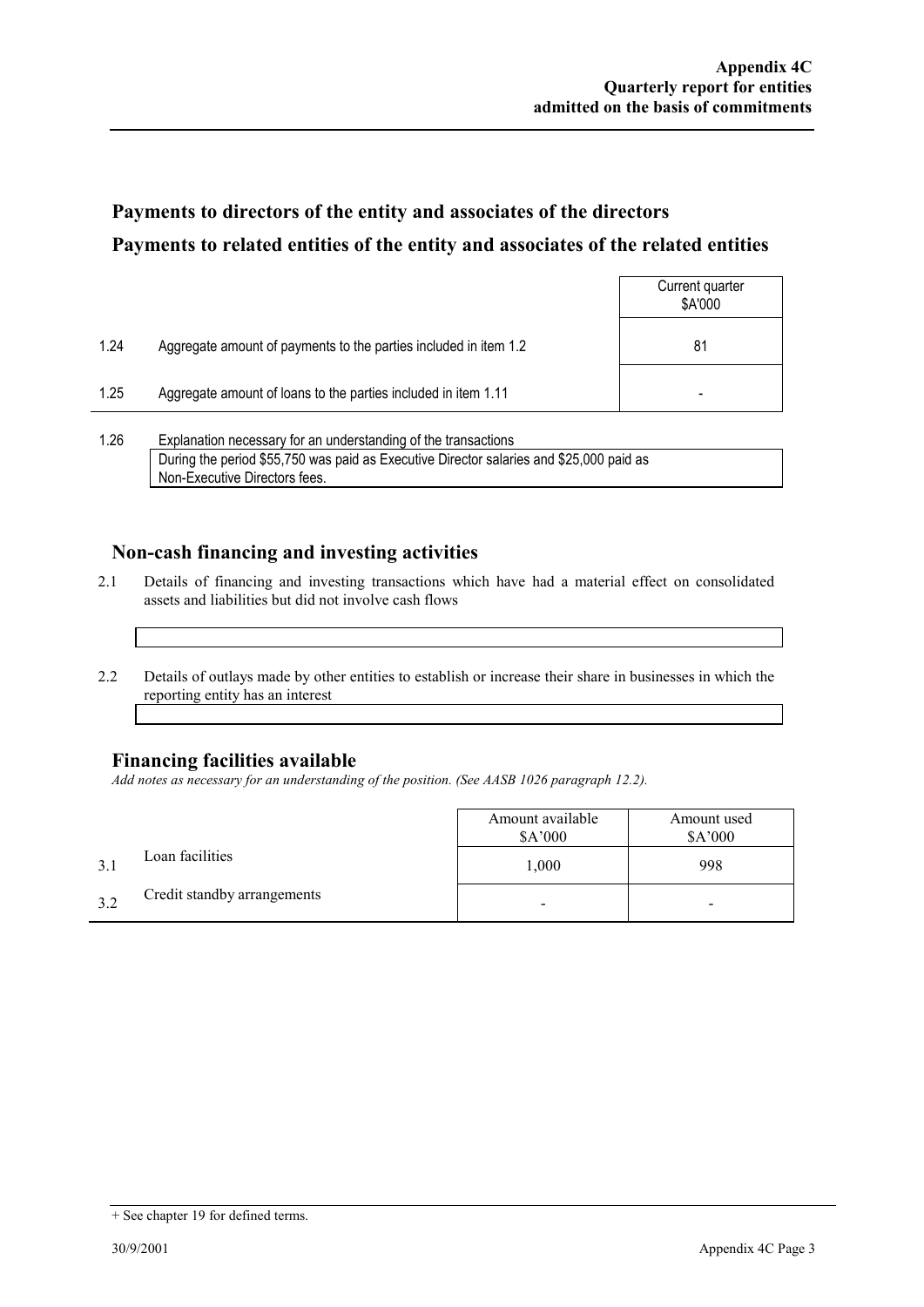## Payments to directors of the entity and associates of the directors

## Payments to related entities of the entity and associates of the related entities

| | | Current quarter $A'000 |
|---|---|---|
| 1.24 | Aggregate amount of payments to the parties included in item 1.2 | 81 |
| 1.25 | Aggregate amount of loans to the parties included in item 1.11 | - |

1.26 Explanation necessary for an understanding of the transactions

During the period $55,750 was paid as Executive Director salaries and $25,000 paid as Non-Executive Directors fees.

## Non-cash financing and investing activities

2.1 Details of financing and investing transactions which have had a material effect on consolidated assets and liabilities but did not involve cash flows

2.2 Details of outlays made by other entities to establish or increase their share in businesses in which the reporting entity has an interest

## Financing facilities available

*Add notes as necessary for an understanding of the position. (See AASB 1026 paragraph 12.2).*

| | | Amount available $A'000 | Amount used $A'000 |
|---|---|---|---|
| 3.1 | Loan facilities | 1,000 | 998 |
| 3.2 | Credit standby arrangements | - | - |

+ See chapter 19 for defined terms.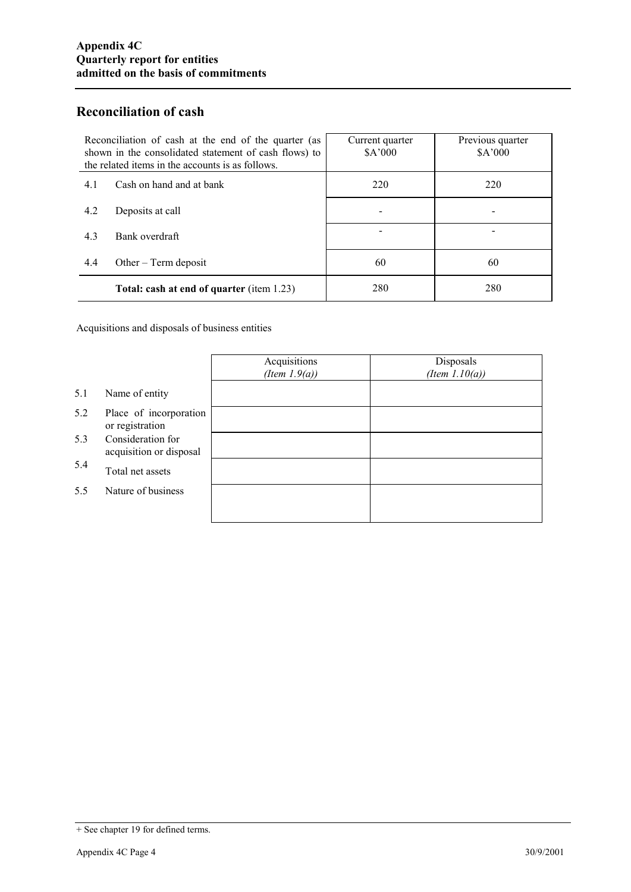**Appendix 4C**
**Quarterly report for entities**
**admitted on the basis of commitments**

## Reconciliation of cash

| Reconciliation of cash at the end of the quarter (as shown in the consolidated statement of cash flows) to the related items in the accounts is as follows. | | Current quarter $A'000 | Previous quarter $A'000 |
|---|---|---|---|
| 4.1 | Cash on hand and at bank | 220 | 220 |
| 4.2 | Deposits at call | - | - |
| 4.3 | Bank overdraft | - | - |
| 4.4 | Other – Term deposit | 60 | 60 |
| | **Total: cash at end of quarter** (item 1.23) | 280 | 280 |

Acquisitions and disposals of business entities

| | | Acquisitions *(Item 1.9(a))* | Disposals *(Item 1.10(a))* |
|---|---|---|---|
| 5.1 | Name of entity | | |
| 5.2 | Place of incorporation or registration | | |
| 5.3 | Consideration for acquisition or disposal | | |
| 5.4 | Total net assets | | |
| 5.5 | Nature of business | | |

+ See chapter 19 for defined terms.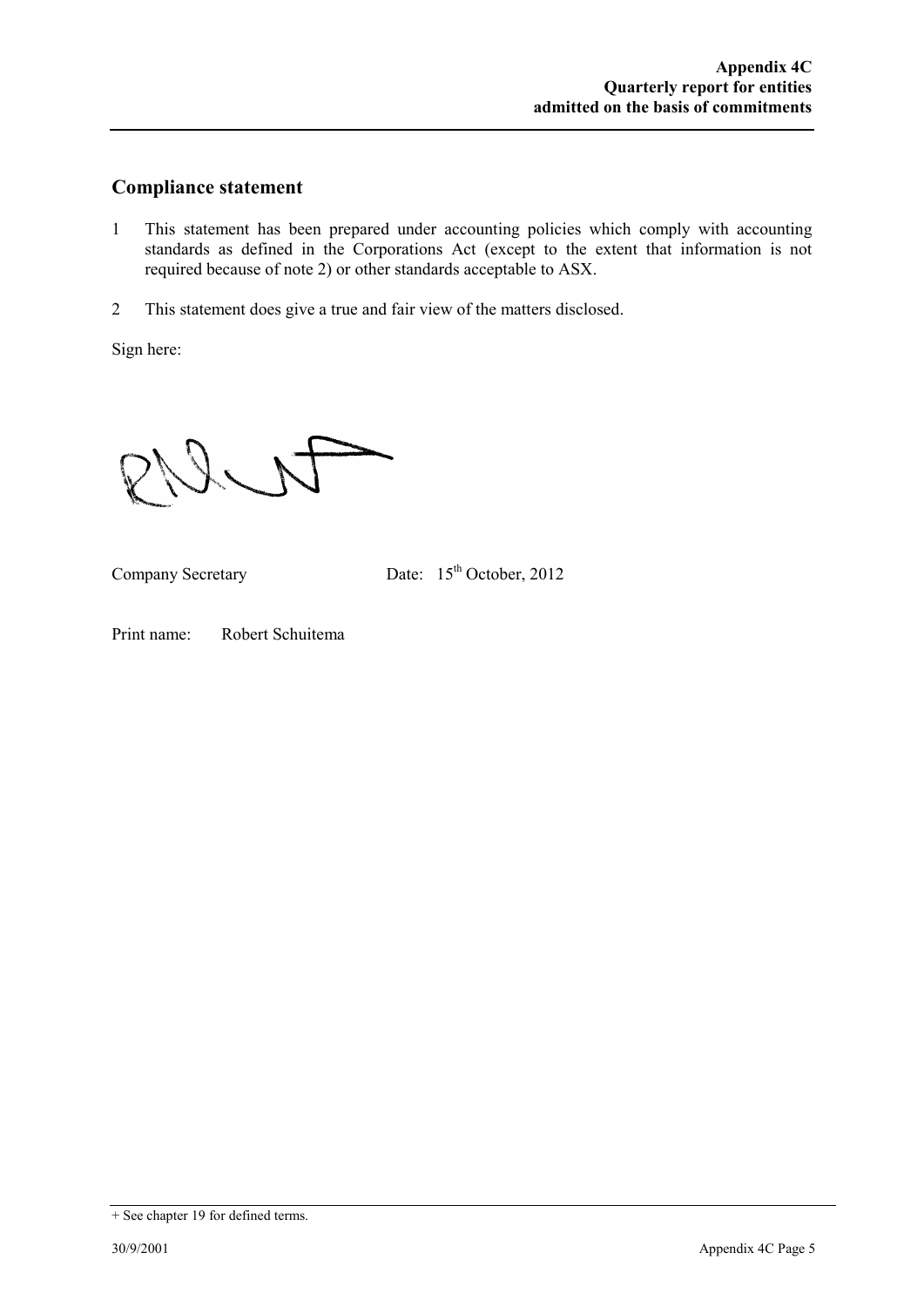## Compliance statement

1. This statement has been prepared under accounting policies which comply with accounting standards as defined in the Corporations Act (except to the extent that information is not required because of note 2) or other standards acceptable to ASX.

2. This statement does give a true and fair view of the matters disclosed.

Sign here:

Company Secretary                Date: 15th October, 2012

Print name:    Robert Schuitema

+ See chapter 19 for defined terms.